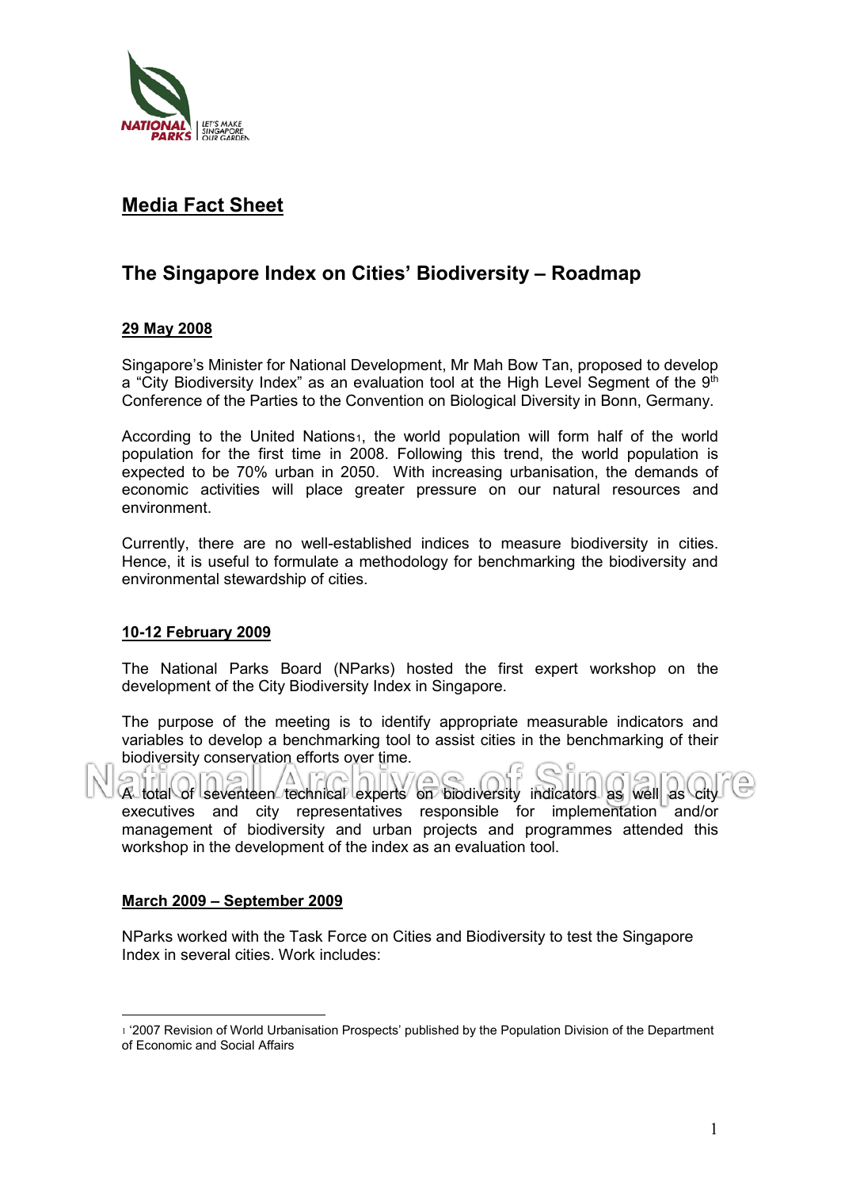## Media Fact Sheet

# The Singapore Index on Cities' Biodiversity – Roadmap

### 29 May 2008

Singapore's Minister for National Development, Mr Mah Bow Tan, proposed to develop a "City Biodiversity Index" as an evaluation tool at the High Level Segment of the 9th Conference of the Parties to the Convention on Biological Diversity in Bonn, Germany.

According to the United Nations[1], the world population will form half of the world population for the first time in 2008. Following this trend, the world population is expected to be 70% urban in 2050. With increasing urbanisation, the demands of economic activities will place greater pressure on our natural resources and environment.

Currently, there are no well-established indices to measure biodiversity in cities. Hence, it is useful to formulate a methodology for benchmarking the biodiversity and environmental stewardship of cities.

### 10-12 February 2009

The National Parks Board (NParks) hosted the first expert workshop on the development of the City Biodiversity Index in Singapore.

The purpose of the meeting is to identify appropriate measurable indicators and variables to develop a benchmarking tool to assist cities in the benchmarking of their biodiversity conservation efforts over time.

A total of seventeen technical experts on biodiversity indicators as well as city executives and city representatives responsible for implementation and/or management of biodiversity and urban projects and programmes attended this workshop in the development of the index as an evaluation tool.

### March 2009 – September 2009

NParks worked with the Task Force on Cities and Biodiversity to test the Singapore Index in several cities. Work includes:

---

[1] '2007 Revision of World Urbanisation Prospects' published by the Population Division of the Department of Economic and Social Affairs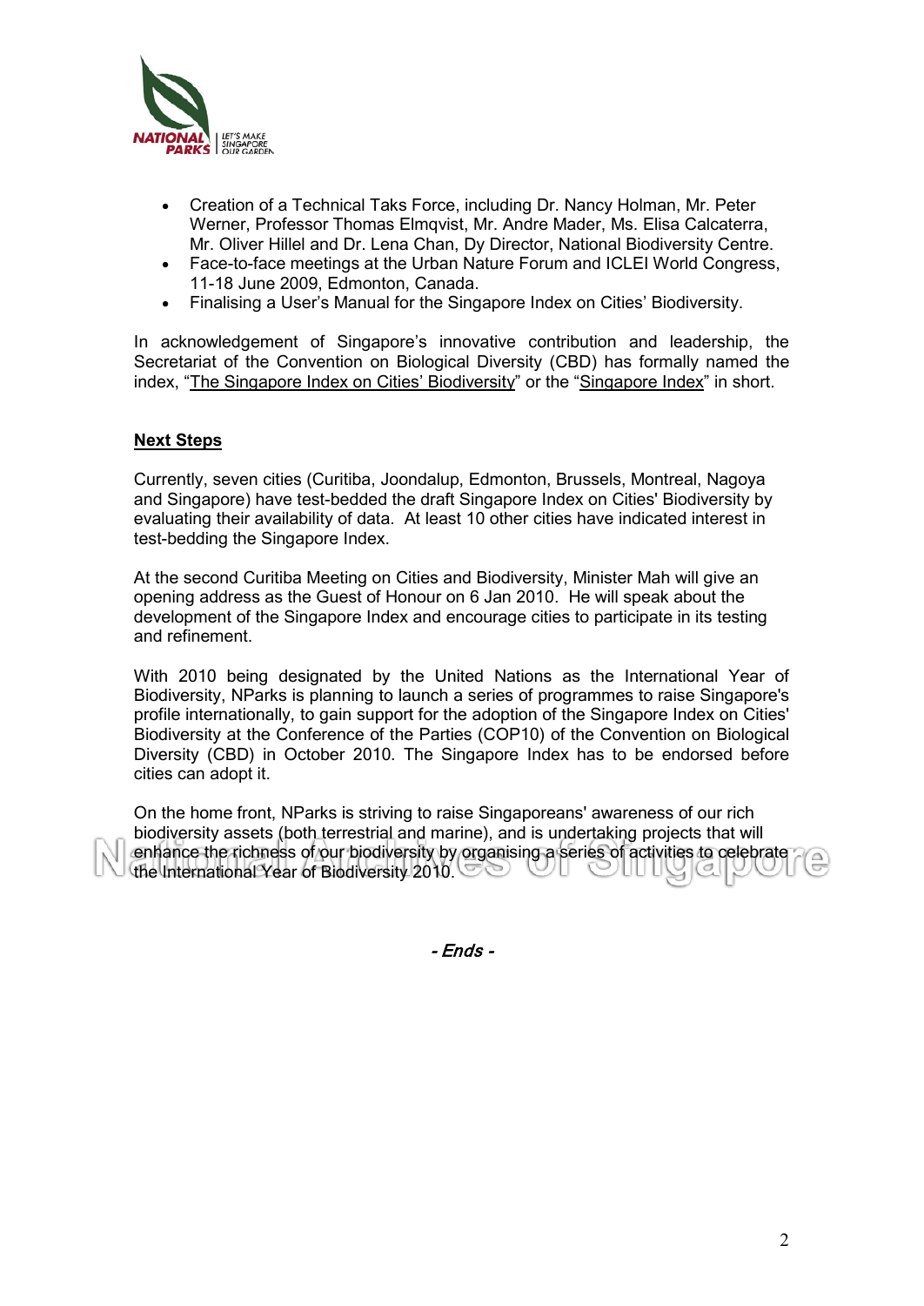- Creation of a Technical Taks Force, including Dr. Nancy Holman, Mr. Peter Werner, Professor Thomas Elmqvist, Mr. Andre Mader, Ms. Elisa Calcaterra, Mr. Oliver Hillel and Dr. Lena Chan, Dy Director, National Biodiversity Centre.
- Face-to-face meetings at the Urban Nature Forum and ICLEI World Congress, 11-18 June 2009, Edmonton, Canada.
- Finalising a User's Manual for the Singapore Index on Cities' Biodiversity.

In acknowledgement of Singapore's innovative contribution and leadership, the Secretariat of the Convention on Biological Diversity (CBD) has formally named the index, "The Singapore Index on Cities' Biodiversity" or the "Singapore Index" in short.

**Next Steps**

Currently, seven cities (Curitiba, Joondalup, Edmonton, Brussels, Montreal, Nagoya and Singapore) have test-bedded the draft Singapore Index on Cities' Biodiversity by evaluating their availability of data. At least 10 other cities have indicated interest in test-bedding the Singapore Index.

At the second Curitiba Meeting on Cities and Biodiversity, Minister Mah will give an opening address as the Guest of Honour on 6 Jan 2010. He will speak about the development of the Singapore Index and encourage cities to participate in its testing and refinement.

With 2010 being designated by the United Nations as the International Year of Biodiversity, NParks is planning to launch a series of programmes to raise Singapore's profile internationally, to gain support for the adoption of the Singapore Index on Cities' Biodiversity at the Conference of the Parties (COP10) of the Convention on Biological Diversity (CBD) in October 2010. The Singapore Index has to be endorsed before cities can adopt it.

On the home front, NParks is striving to raise Singaporeans' awareness of our rich biodiversity assets (both terrestrial and marine), and is undertaking projects that will enhance the richness of our biodiversity by organising a series of activities to celebrate the International Year of Biodiversity 2010.

*- Ends -*